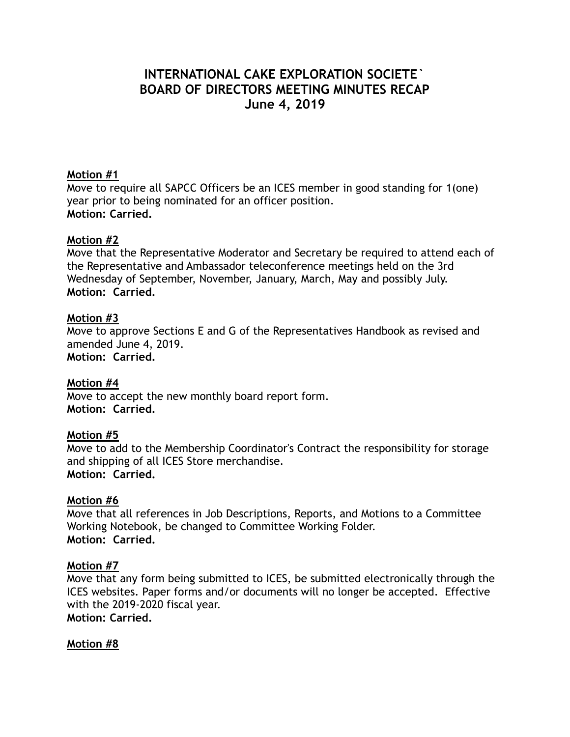# INTERNATIONAL CAKE EXPLORATION SOCIETE`
# BOARD OF DIRECTORS MEETING MINUTES RECAP
# June 4, 2019

**Motion #1**
Move to require all SAPCC Officers be an ICES member in good standing for 1(one) year prior to being nominated for an officer position.
**Motion: Carried.**

**Motion #2**
Move that the Representative Moderator and Secretary be required to attend each of the Representative and Ambassador teleconference meetings held on the 3rd Wednesday of September, November, January, March, May and possibly July.
**Motion: Carried.**

**Motion #3**
Move to approve Sections E and G of the Representatives Handbook as revised and amended June 4, 2019.
**Motion: Carried.**

**Motion #4**
Move to accept the new monthly board report form.
**Motion: Carried.**

**Motion #5**
Move to add to the Membership Coordinator's Contract the responsibility for storage and shipping of all ICES Store merchandise.
**Motion: Carried.**

**Motion #6**
Move that all references in Job Descriptions, Reports, and Motions to a Committee Working Notebook, be changed to Committee Working Folder.
**Motion: Carried.**

**Motion #7**
Move that any form being submitted to ICES, be submitted electronically through the ICES websites. Paper forms and/or documents will no longer be accepted. Effective with the 2019-2020 fiscal year.
**Motion: Carried.**

**Motion #8**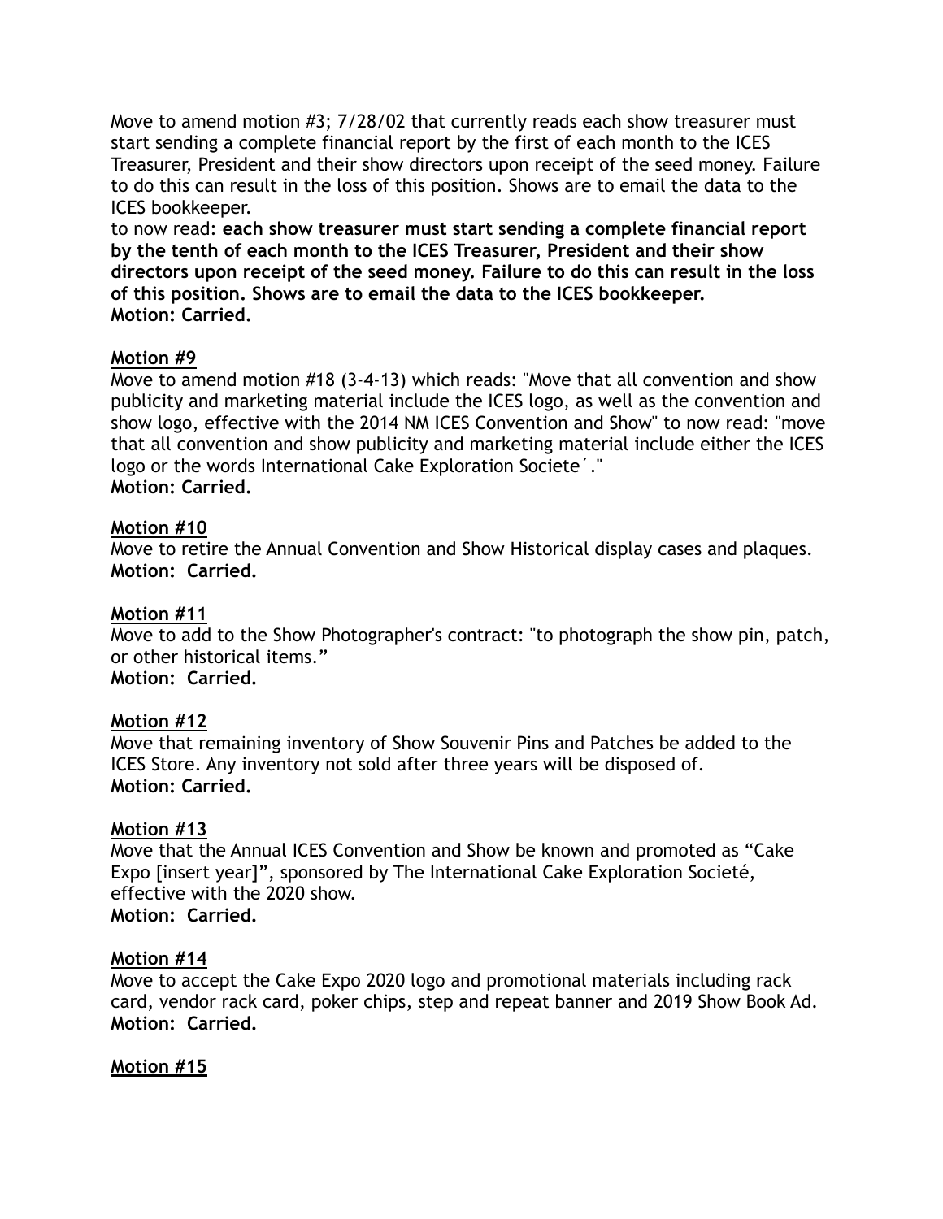Move to amend motion #3; 7/28/02 that currently reads each show treasurer must start sending a complete financial report by the first of each month to the ICES Treasurer, President and their show directors upon receipt of the seed money. Failure to do this can result in the loss of this position. Shows are to email the data to the ICES bookkeeper.
to now read: **each show treasurer must start sending a complete financial report by the tenth of each month to the ICES Treasurer, President and their show directors upon receipt of the seed money. Failure to do this can result in the loss of this position. Shows are to email the data to the ICES bookkeeper.**
**Motion: Carried.**

**Motion #9**
Move to amend motion #18 (3-4-13) which reads: "Move that all convention and show publicity and marketing material include the ICES logo, as well as the convention and show logo, effective with the 2014 NM ICES Convention and Show" to now read: "move that all convention and show publicity and marketing material include either the ICES logo or the words International Cake Exploration Societe´."
**Motion: Carried.**

**Motion #10**
Move to retire the Annual Convention and Show Historical display cases and plaques.
**Motion: Carried.**

**Motion #11**
Move to add to the Show Photographer's contract: "to photograph the show pin, patch, or other historical items."
**Motion: Carried.**

**Motion #12**
Move that remaining inventory of Show Souvenir Pins and Patches be added to the ICES Store. Any inventory not sold after three years will be disposed of.
**Motion: Carried.**

**Motion #13**
Move that the Annual ICES Convention and Show be known and promoted as "Cake Expo [insert year]", sponsored by The International Cake Exploration Societé, effective with the 2020 show.
**Motion: Carried.**

**Motion #14**
Move to accept the Cake Expo 2020 logo and promotional materials including rack card, vendor rack card, poker chips, step and repeat banner and 2019 Show Book Ad.
**Motion: Carried.**

**Motion #15**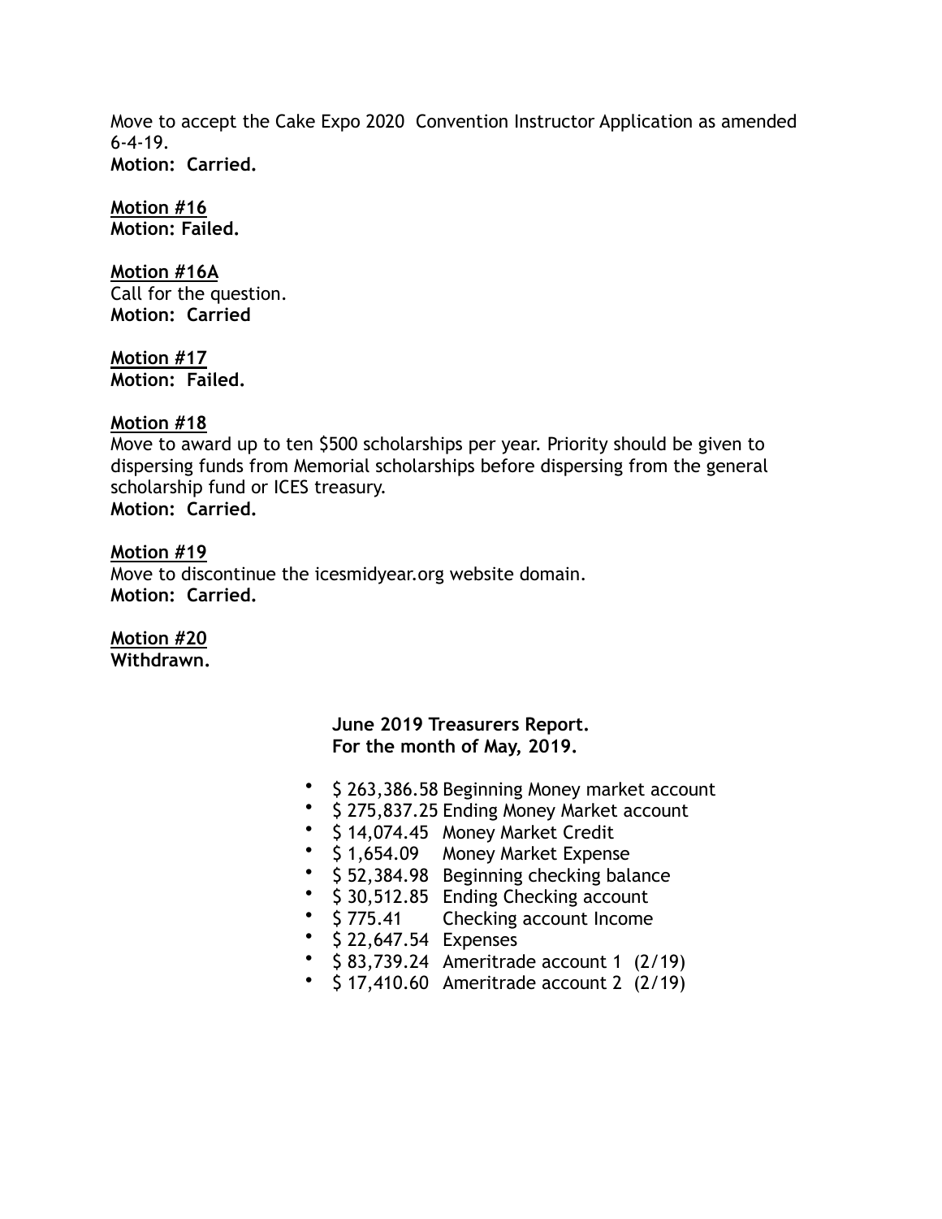Move to accept the Cake Expo 2020 Convention Instructor Application as amended 6-4-19.
**Motion: Carried.**

**Motion #16**
**Motion: Failed.**

**Motion #16A**
Call for the question.
**Motion: Carried**

**Motion #17**
**Motion: Failed.**

**Motion #18**
Move to award up to ten $500 scholarships per year. Priority should be given to dispersing funds from Memorial scholarships before dispersing from the general scholarship fund or ICES treasury.
**Motion: Carried.**

**Motion #19**
Move to discontinue the icesmidyear.org website domain.
**Motion: Carried.**

**Motion #20**
**Withdrawn.**

**June 2019 Treasurers Report.**
**For the month of May, 2019.**

- $ 263,386.58 Beginning Money market account
- $ 275,837.25 Ending Money Market account
- $ 14,074.45 Money Market Credit
- $ 1,654.09 Money Market Expense
- $ 52,384.98 Beginning checking balance
- $ 30,512.85 Ending Checking account
- $ 775.41 Checking account Income
- $ 22,647.54 Expenses
- $ 83,739.24 Ameritrade account 1 (2/19)
- $ 17,410.60 Ameritrade account 2 (2/19)